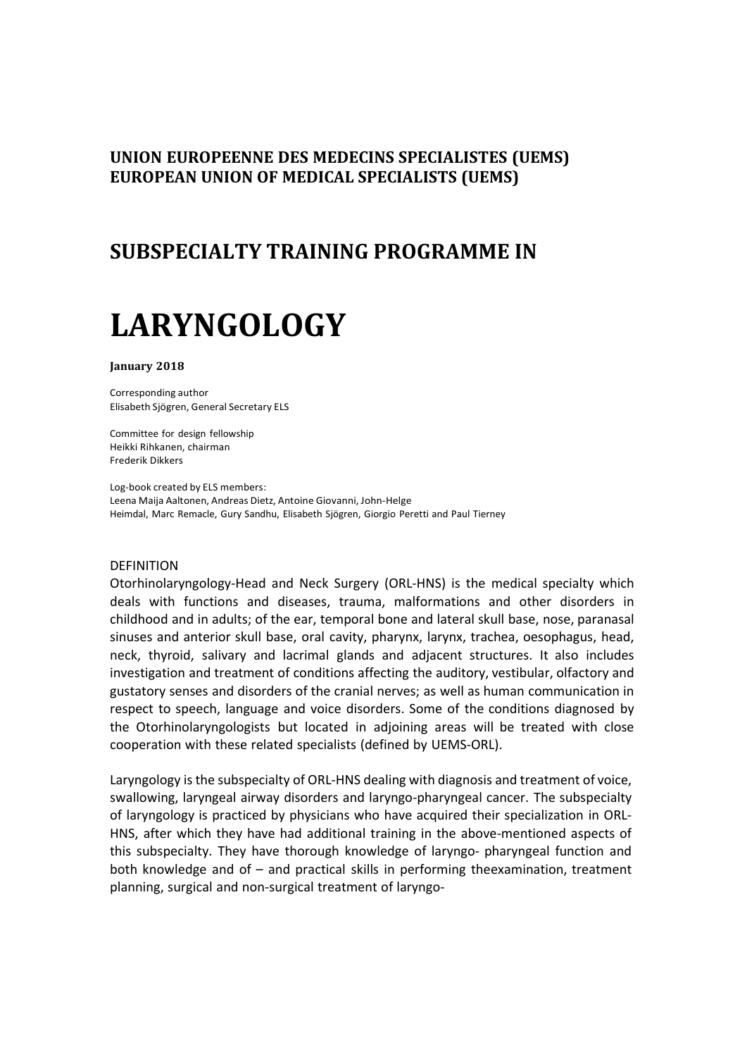**UNION EUROPEENNE DES MEDECINS SPECIALISTES (UEMS)**
**EUROPEAN UNION OF MEDICAL SPECIALISTS (UEMS)**

## SUBSPECIALTY TRAINING PROGRAMME IN

# LARYNGOLOGY

**January 2018**

Corresponding author
Elisabeth Sjögren, General Secretary ELS

Committee for design fellowship
Heikki Rihkanen, chairman
Frederik Dikkers

Log-book created by ELS members:
Leena Maija Aaltonen, Andreas Dietz, Antoine Giovanni, John-Helge Heimdal, Marc Remacle, Gury Sandhu, Elisabeth Sjögren, Giorgio Peretti and Paul Tierney

DEFINITION

Otorhinolaryngology-Head and Neck Surgery (ORL-HNS) is the medical specialty which deals with functions and diseases, trauma, malformations and other disorders in childhood and in adults; of the ear, temporal bone and lateral skull base, nose, paranasal sinuses and anterior skull base, oral cavity, pharynx, larynx, trachea, oesophagus, head, neck, thyroid, salivary and lacrimal glands and adjacent structures. It also includes investigation and treatment of conditions affecting the auditory, vestibular, olfactory and gustatory senses and disorders of the cranial nerves; as well as human communication in respect to speech, language and voice disorders. Some of the conditions diagnosed by the Otorhinolaryngologists but located in adjoining areas will be treated with close cooperation with these related specialists (defined by UEMS-ORL).

Laryngology is the subspecialty of ORL-HNS dealing with diagnosis and treatment of voice, swallowing, laryngeal airway disorders and laryngo-pharyngeal cancer. The subspecialty of laryngology is practiced by physicians who have acquired their specialization in ORL-HNS, after which they have had additional training in the above-mentioned aspects of this subspecialty. They have thorough knowledge of laryngo- pharyngeal function and both knowledge and of – and practical skills in performing theexamination, treatment planning, surgical and non-surgical treatment of laryngo-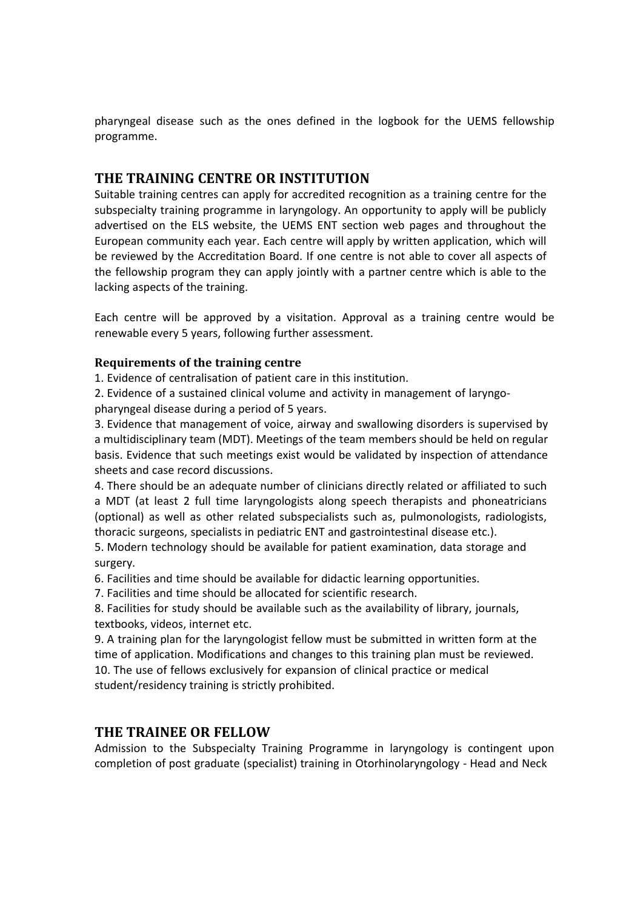pharyngeal disease such as the ones defined in the logbook for the UEMS fellowship programme.

## THE TRAINING CENTRE OR INSTITUTION

Suitable training centres can apply for accredited recognition as a training centre for the subspecialty training programme in laryngology. An opportunity to apply will be publicly advertised on the ELS website, the UEMS ENT section web pages and throughout the European community each year. Each centre will apply by written application, which will be reviewed by the Accreditation Board. If one centre is not able to cover all aspects of the fellowship program they can apply jointly with a partner centre which is able to the lacking aspects of the training.

Each centre will be approved by a visitation. Approval as a training centre would be renewable every 5 years, following further assessment.

### Requirements of the training centre

1. Evidence of centralisation of patient care in this institution.
2. Evidence of a sustained clinical volume and activity in management of laryngo-pharyngeal disease during a period of 5 years.
3. Evidence that management of voice, airway and swallowing disorders is supervised by a multidisciplinary team (MDT). Meetings of the team members should be held on regular basis. Evidence that such meetings exist would be validated by inspection of attendance sheets and case record discussions.
4. There should be an adequate number of clinicians directly related or affiliated to such a MDT (at least 2 full time laryngologists along speech therapists and phoneatricians (optional) as well as other related subspecialists such as, pulmonologists, radiologists, thoracic surgeons, specialists in pediatric ENT and gastrointestinal disease etc.).
5. Modern technology should be available for patient examination, data storage and surgery.
6. Facilities and time should be available for didactic learning opportunities.
7. Facilities and time should be allocated for scientific research.
8. Facilities for study should be available such as the availability of library, journals, textbooks, videos, internet etc.
9. A training plan for the laryngologist fellow must be submitted in written form at the time of application. Modifications and changes to this training plan must be reviewed.
10. The use of fellows exclusively for expansion of clinical practice or medical student/residency training is strictly prohibited.

## THE TRAINEE OR FELLOW

Admission to the Subspecialty Training Programme in laryngology is contingent upon completion of post graduate (specialist) training in Otorhinolaryngology - Head and Neck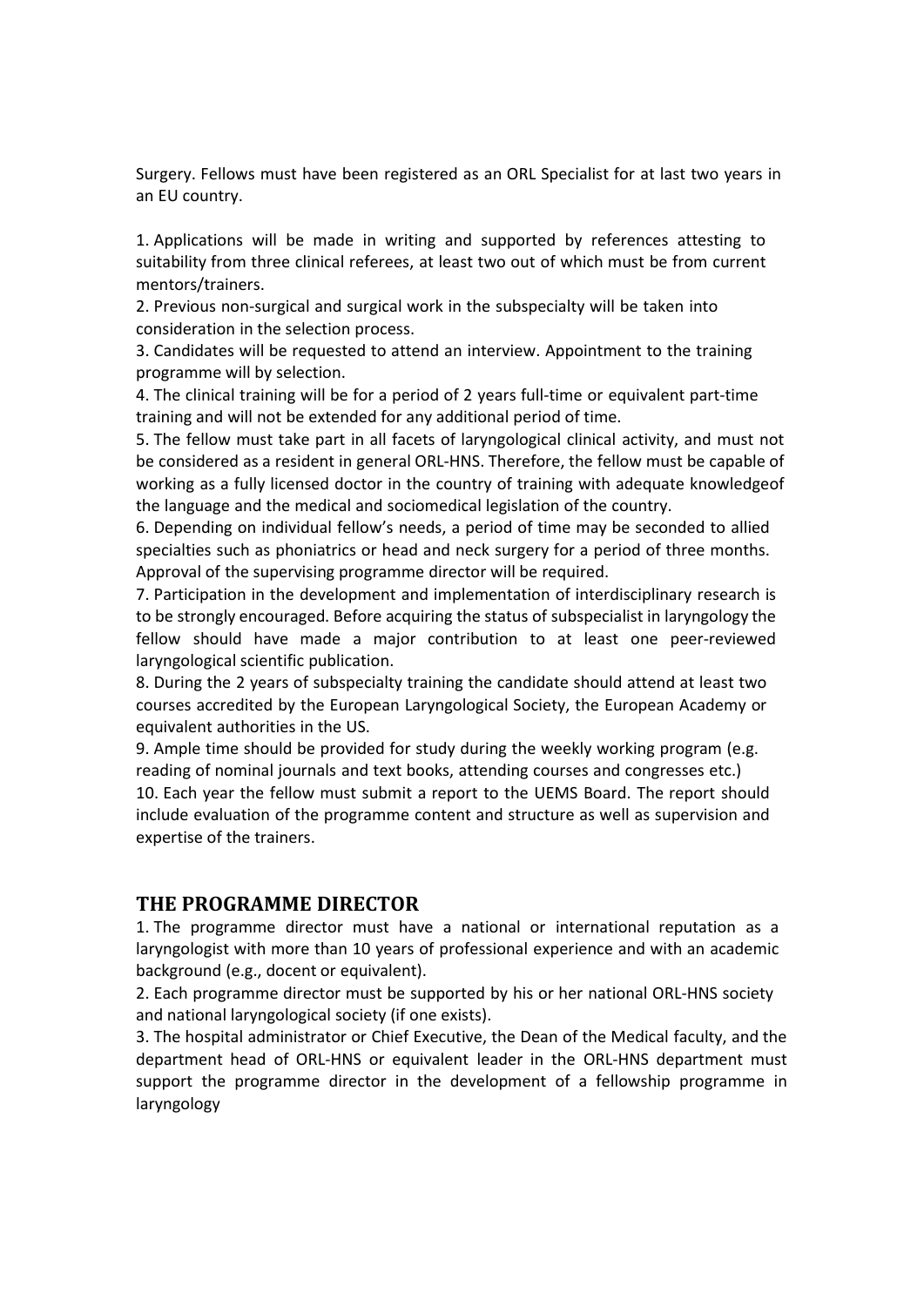Surgery. Fellows must have been registered as an ORL Specialist for at last two years in an EU country.

1. Applications will be made in writing and supported by references attesting to suitability from three clinical referees, at least two out of which must be from current mentors/trainers.
2. Previous non-surgical and surgical work in the subspecialty will be taken into consideration in the selection process.
3. Candidates will be requested to attend an interview. Appointment to the training programme will by selection.
4. The clinical training will be for a period of 2 years full-time or equivalent part-time training and will not be extended for any additional period of time.
5. The fellow must take part in all facets of laryngological clinical activity, and must not be considered as a resident in general ORL-HNS. Therefore, the fellow must be capable of working as a fully licensed doctor in the country of training with adequate knowledgeof the language and the medical and sociomedical legislation of the country.
6. Depending on individual fellow's needs, a period of time may be seconded to allied specialties such as phoniatrics or head and neck surgery for a period of three months. Approval of the supervising programme director will be required.
7. Participation in the development and implementation of interdisciplinary research is to be strongly encouraged. Before acquiring the status of subspecialist in laryngology the fellow should have made a major contribution to at least one peer-reviewed laryngological scientific publication.
8. During the 2 years of subspecialty training the candidate should attend at least two courses accredited by the European Laryngological Society, the European Academy or equivalent authorities in the US.
9. Ample time should be provided for study during the weekly working program (e.g. reading of nominal journals and text books, attending courses and congresses etc.)
10. Each year the fellow must submit a report to the UEMS Board. The report should include evaluation of the programme content and structure as well as supervision and expertise of the trainers.

## THE PROGRAMME DIRECTOR

1. The programme director must have a national or international reputation as a laryngologist with more than 10 years of professional experience and with an academic background (e.g., docent or equivalent).
2. Each programme director must be supported by his or her national ORL-HNS society and national laryngological society (if one exists).
3. The hospital administrator or Chief Executive, the Dean of the Medical faculty, and the department head of ORL-HNS or equivalent leader in the ORL-HNS department must support the programme director in the development of a fellowship programme in laryngology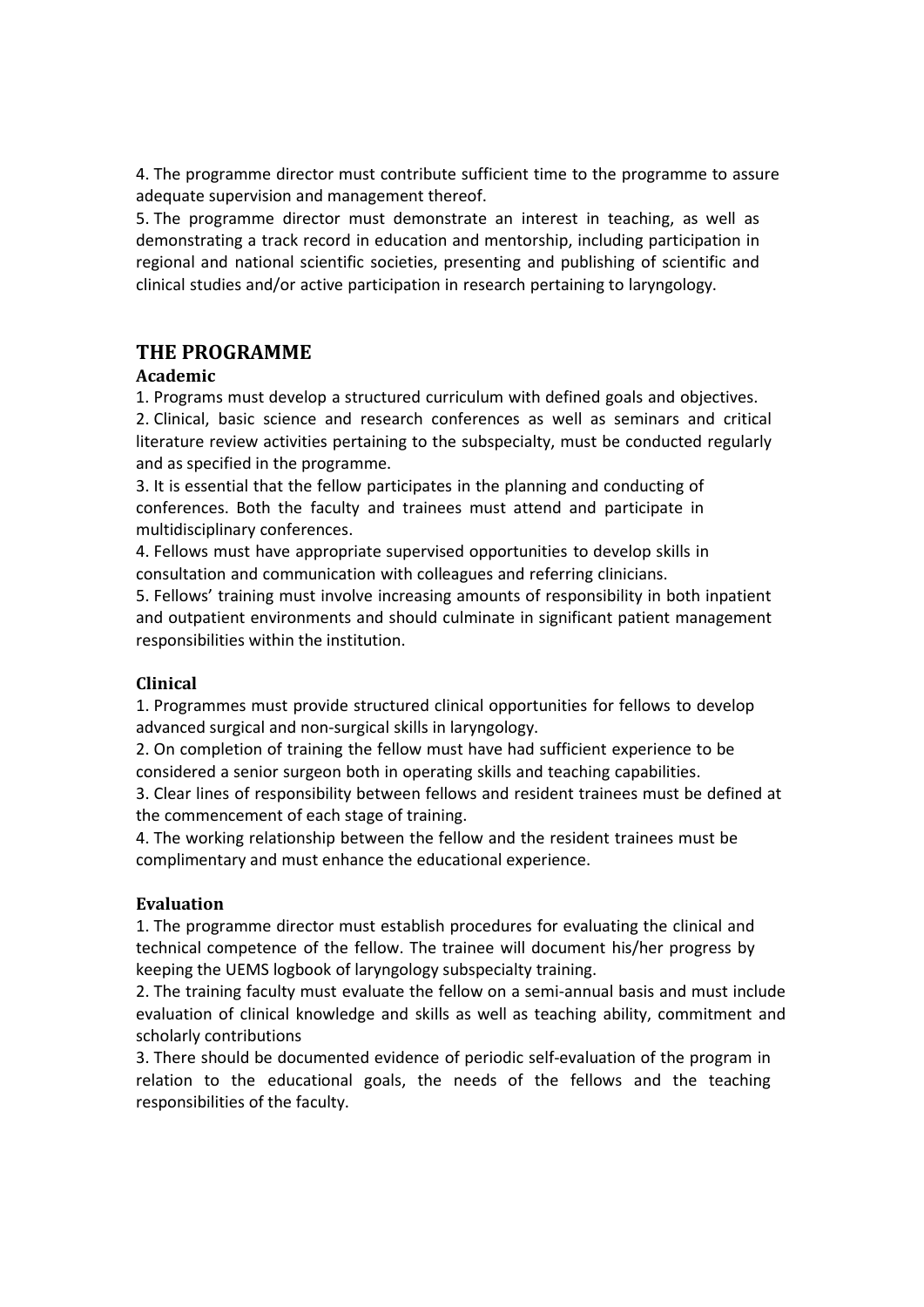4. The programme director must contribute sufficient time to the programme to assure adequate supervision and management thereof.

5. The programme director must demonstrate an interest in teaching, as well as demonstrating a track record in education and mentorship, including participation in regional and national scientific societies, presenting and publishing of scientific and clinical studies and/or active participation in research pertaining to laryngology.

## THE PROGRAMME

### Academic

1. Programs must develop a structured curriculum with defined goals and objectives.
2. Clinical, basic science and research conferences as well as seminars and critical literature review activities pertaining to the subspecialty, must be conducted regularly and as specified in the programme.
3. It is essential that the fellow participates in the planning and conducting of conferences. Both the faculty and trainees must attend and participate in multidisciplinary conferences.
4. Fellows must have appropriate supervised opportunities to develop skills in consultation and communication with colleagues and referring clinicians.
5. Fellows' training must involve increasing amounts of responsibility in both inpatient and outpatient environments and should culminate in significant patient management responsibilities within the institution.

### Clinical

1. Programmes must provide structured clinical opportunities for fellows to develop advanced surgical and non-surgical skills in laryngology.
2. On completion of training the fellow must have had sufficient experience to be considered a senior surgeon both in operating skills and teaching capabilities.
3. Clear lines of responsibility between fellows and resident trainees must be defined at the commencement of each stage of training.
4. The working relationship between the fellow and the resident trainees must be complimentary and must enhance the educational experience.

### Evaluation

1. The programme director must establish procedures for evaluating the clinical and technical competence of the fellow. The trainee will document his/her progress by keeping the UEMS logbook of laryngology subspecialty training.
2. The training faculty must evaluate the fellow on a semi-annual basis and must include evaluation of clinical knowledge and skills as well as teaching ability, commitment and scholarly contributions
3. There should be documented evidence of periodic self-evaluation of the program in relation to the educational goals, the needs of the fellows and the teaching responsibilities of the faculty.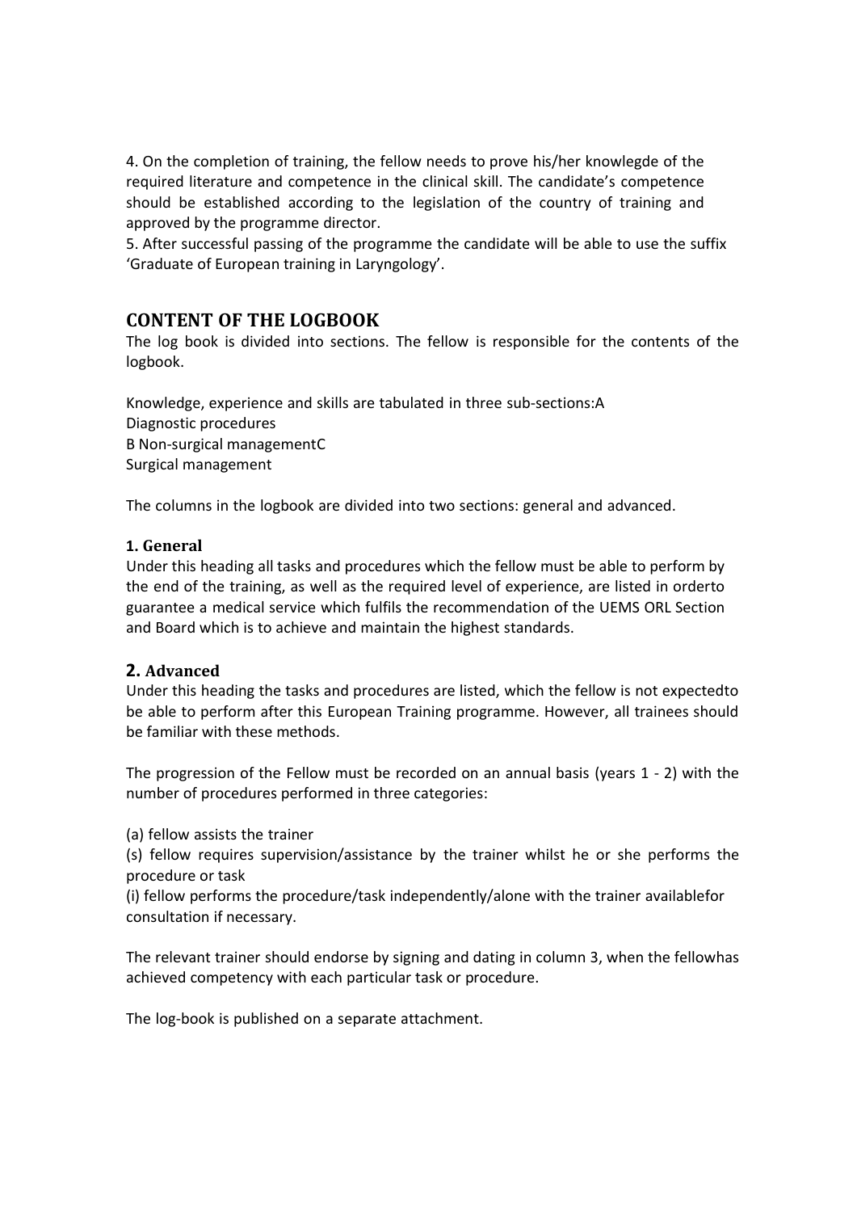4. On the completion of training, the fellow needs to prove his/her knowlegde of the required literature and competence in the clinical skill. The candidate's competence should be established according to the legislation of the country of training and approved by the programme director.

5. After successful passing of the programme the candidate will be able to use the suffix 'Graduate of European training in Laryngology'.

## CONTENT OF THE LOGBOOK

The log book is divided into sections. The fellow is responsible for the contents of the logbook.

Knowledge, experience and skills are tabulated in three sub-sections:A
Diagnostic procedures
B Non-surgical managementC
Surgical management

The columns in the logbook are divided into two sections: general and advanced.

### 1. General

Under this heading all tasks and procedures which the fellow must be able to perform by the end of the training, as well as the required level of experience, are listed in orderto guarantee a medical service which fulfils the recommendation of the UEMS ORL Section and Board which is to achieve and maintain the highest standards.

### 2. Advanced

Under this heading the tasks and procedures are listed, which the fellow is not expectedto be able to perform after this European Training programme. However, all trainees should be familiar with these methods.

The progression of the Fellow must be recorded on an annual basis (years 1 - 2) with the number of procedures performed in three categories:

(a) fellow assists the trainer

(s) fellow requires supervision/assistance by the trainer whilst he or she performs the procedure or task

(i) fellow performs the procedure/task independently/alone with the trainer availablefor consultation if necessary.

The relevant trainer should endorse by signing and dating in column 3, when the fellowhas achieved competency with each particular task or procedure.

The log-book is published on a separate attachment.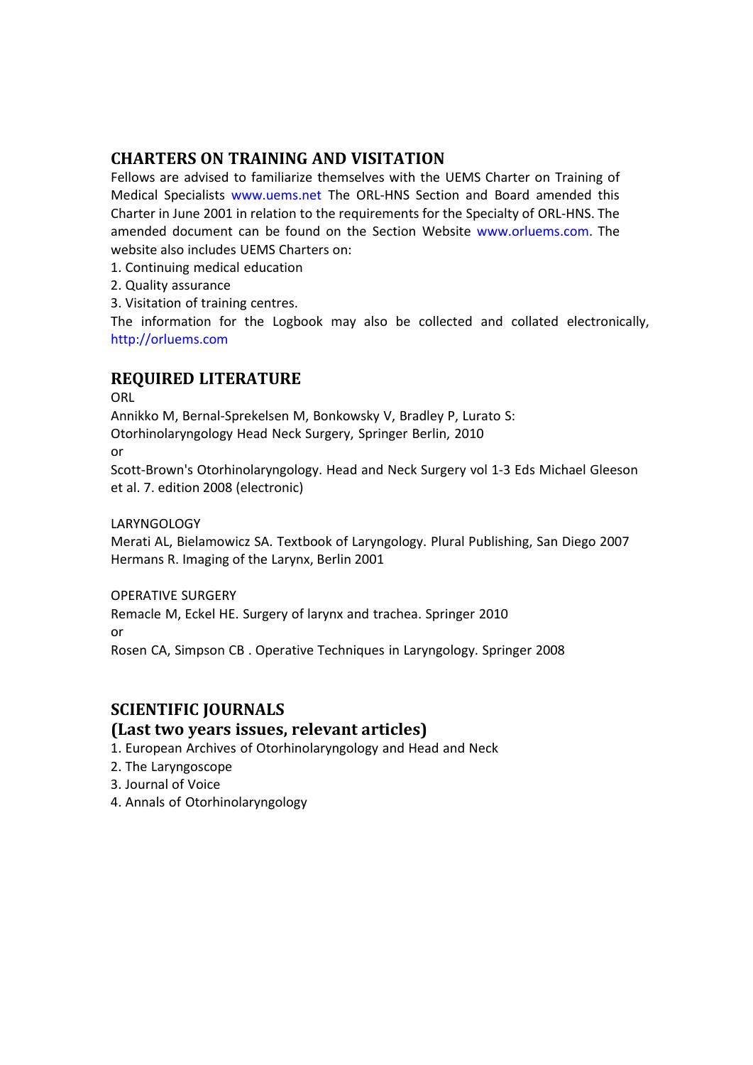## CHARTERS ON TRAINING AND VISITATION

Fellows are advised to familiarize themselves with the UEMS Charter on Training of Medical Specialists www.uems.net The ORL-HNS Section and Board amended this Charter in June 2001 in relation to the requirements for the Specialty of ORL-HNS. The amended document can be found on the Section Website www.orluems.com. The website also includes UEMS Charters on:

1. Continuing medical education
2. Quality assurance
3. Visitation of training centres.

The information for the Logbook may also be collected and collated electronically, http://orluems.com

## REQUIRED LITERATURE

ORL

Annikko M, Bernal-Sprekelsen M, Bonkowsky V, Bradley P, Lurato S:
Otorhinolaryngology Head Neck Surgery, Springer Berlin, 2010

or

Scott-Brown's Otorhinolaryngology. Head and Neck Surgery vol 1-3 Eds Michael Gleeson et al. 7. edition 2008 (electronic)

LARYNGOLOGY

Merati AL, Bielamowicz SA. Textbook of Laryngology. Plural Publishing, San Diego 2007
Hermans R. Imaging of the Larynx, Berlin 2001

OPERATIVE SURGERY

Remacle M, Eckel HE. Surgery of larynx and trachea. Springer 2010

or

Rosen CA, Simpson CB . Operative Techniques in Laryngology. Springer 2008

## SCIENTIFIC JOURNALS
## (Last two years issues, relevant articles)

1. European Archives of Otorhinolaryngology and Head and Neck
2. The Laryngoscope
3. Journal of Voice
4. Annals of Otorhinolaryngology